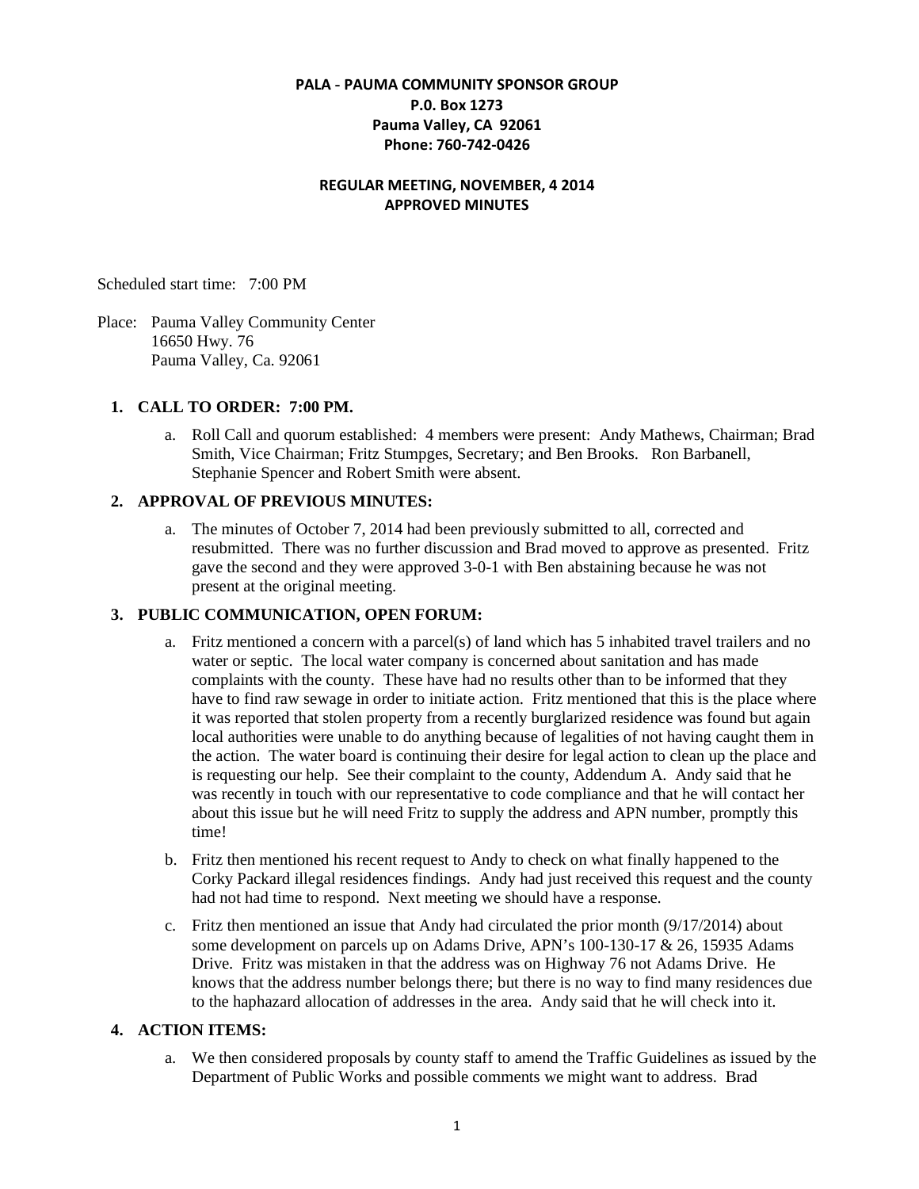**PALA - PAUMA COMMUNITY SPONSOR GROUP**
**P.0. Box 1273**
**Pauma Valley, CA 92061**
**Phone: 760-742-0426**

**REGULAR MEETING, NOVEMBER, 4 2014**
**APPROVED MINUTES**

Scheduled start time: 7:00 PM

Place: Pauma Valley Community Center
16650 Hwy. 76
Pauma Valley, Ca. 92061

1. **CALL TO ORDER: 7:00 PM.**

   a. Roll Call and quorum established: 4 members were present: Andy Mathews, Chairman; Brad Smith, Vice Chairman; Fritz Stumpges, Secretary; and Ben Brooks. Ron Barbanell, Stephanie Spencer and Robert Smith were absent.

2. **APPROVAL OF PREVIOUS MINUTES:**

   a. The minutes of October 7, 2014 had been previously submitted to all, corrected and resubmitted. There was no further discussion and Brad moved to approve as presented. Fritz gave the second and they were approved 3-0-1 with Ben abstaining because he was not present at the original meeting.

3. **PUBLIC COMMUNICATION, OPEN FORUM:**

   a. Fritz mentioned a concern with a parcel(s) of land which has 5 inhabited travel trailers and no water or septic. The local water company is concerned about sanitation and has made complaints with the county. These have had no results other than to be informed that they have to find raw sewage in order to initiate action. Fritz mentioned that this is the place where it was reported that stolen property from a recently burglarized residence was found but again local authorities were unable to do anything because of legalities of not having caught them in the action. The water board is continuing their desire for legal action to clean up the place and is requesting our help. See their complaint to the county, Addendum A. Andy said that he was recently in touch with our representative to code compliance and that he will contact her about this issue but he will need Fritz to supply the address and APN number, promptly this time!

   b. Fritz then mentioned his recent request to Andy to check on what finally happened to the Corky Packard illegal residences findings. Andy had just received this request and the county had not had time to respond. Next meeting we should have a response.

   c. Fritz then mentioned an issue that Andy had circulated the prior month (9/17/2014) about some development on parcels up on Adams Drive, APN's 100-130-17 & 26, 15935 Adams Drive. Fritz was mistaken in that the address was on Highway 76 not Adams Drive. He knows that the address number belongs there; but there is no way to find many residences due to the haphazard allocation of addresses in the area. Andy said that he will check into it.

4. **ACTION ITEMS:**

   a. We then considered proposals by county staff to amend the Traffic Guidelines as issued by the Department of Public Works and possible comments we might want to address. Brad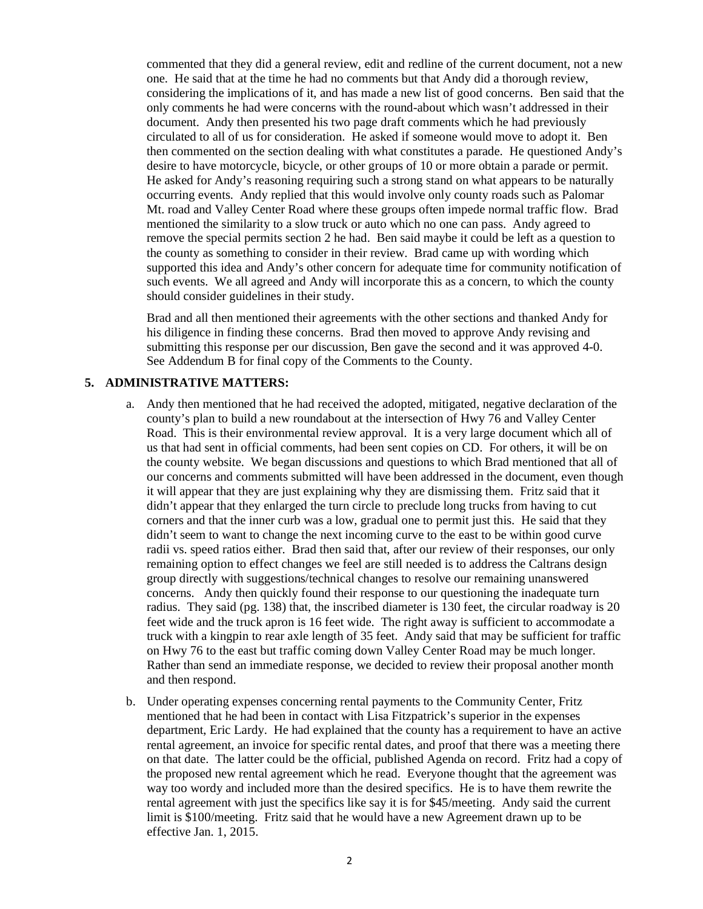commented that they did a general review, edit and redline of the current document, not a new one. He said that at the time he had no comments but that Andy did a thorough review, considering the implications of it, and has made a new list of good concerns. Ben said that the only comments he had were concerns with the round-about which wasn't addressed in their document. Andy then presented his two page draft comments which he had previously circulated to all of us for consideration. He asked if someone would move to adopt it. Ben then commented on the section dealing with what constitutes a parade. He questioned Andy's desire to have motorcycle, bicycle, or other groups of 10 or more obtain a parade or permit. He asked for Andy's reasoning requiring such a strong stand on what appears to be naturally occurring events. Andy replied that this would involve only county roads such as Palomar Mt. road and Valley Center Road where these groups often impede normal traffic flow. Brad mentioned the similarity to a slow truck or auto which no one can pass. Andy agreed to remove the special permits section 2 he had. Ben said maybe it could be left as a question to the county as something to consider in their review. Brad came up with wording which supported this idea and Andy's other concern for adequate time for community notification of such events. We all agreed and Andy will incorporate this as a concern, to which the county should consider guidelines in their study.

Brad and all then mentioned their agreements with the other sections and thanked Andy for his diligence in finding these concerns. Brad then moved to approve Andy revising and submitting this response per our discussion, Ben gave the second and it was approved 4-0. See Addendum B for final copy of the Comments to the County.

## 5. ADMINISTRATIVE MATTERS:

a. Andy then mentioned that he had received the adopted, mitigated, negative declaration of the county's plan to build a new roundabout at the intersection of Hwy 76 and Valley Center Road. This is their environmental review approval. It is a very large document which all of us that had sent in official comments, had been sent copies on CD. For others, it will be on the county website. We began discussions and questions to which Brad mentioned that all of our concerns and comments submitted will have been addressed in the document, even though it will appear that they are just explaining why they are dismissing them. Fritz said that it didn't appear that they enlarged the turn circle to preclude long trucks from having to cut corners and that the inner curb was a low, gradual one to permit just this. He said that they didn't seem to want to change the next incoming curve to the east to be within good curve radii vs. speed ratios either. Brad then said that, after our review of their responses, our only remaining option to effect changes we feel are still needed is to address the Caltrans design group directly with suggestions/technical changes to resolve our remaining unanswered concerns. Andy then quickly found their response to our questioning the inadequate turn radius. They said (pg. 138) that, the inscribed diameter is 130 feet, the circular roadway is 20 feet wide and the truck apron is 16 feet wide. The right away is sufficient to accommodate a truck with a kingpin to rear axle length of 35 feet. Andy said that may be sufficient for traffic on Hwy 76 to the east but traffic coming down Valley Center Road may be much longer. Rather than send an immediate response, we decided to review their proposal another month and then respond.

b. Under operating expenses concerning rental payments to the Community Center, Fritz mentioned that he had been in contact with Lisa Fitzpatrick's superior in the expenses department, Eric Lardy. He had explained that the county has a requirement to have an active rental agreement, an invoice for specific rental dates, and proof that there was a meeting there on that date. The latter could be the official, published Agenda on record. Fritz had a copy of the proposed new rental agreement which he read. Everyone thought that the agreement was way too wordy and included more than the desired specifics. He is to have them rewrite the rental agreement with just the specifics like say it is for $45/meeting. Andy said the current limit is $100/meeting. Fritz said that he would have a new Agreement drawn up to be effective Jan. 1, 2015.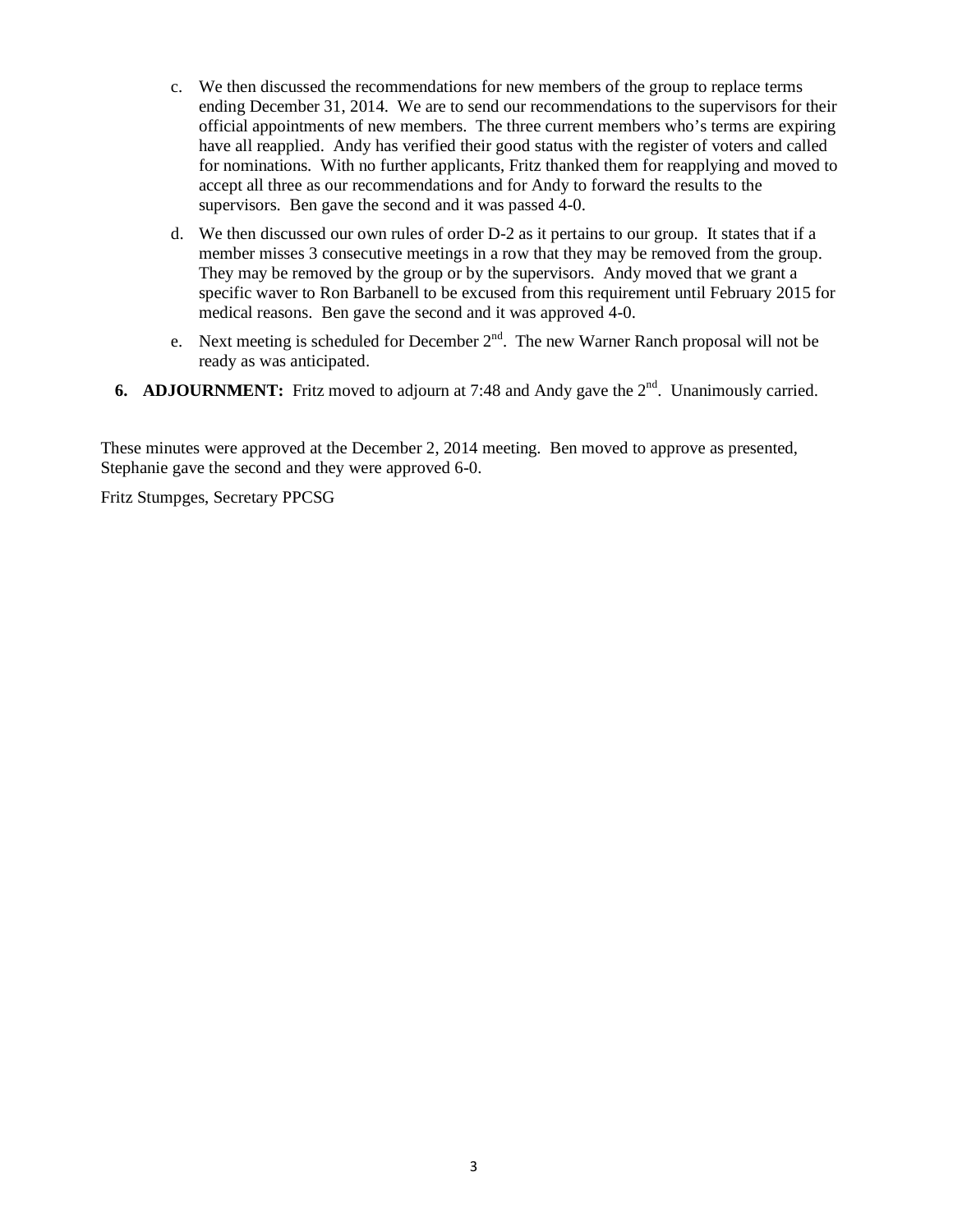c. We then discussed the recommendations for new members of the group to replace terms ending December 31, 2014. We are to send our recommendations to the supervisors for their official appointments of new members. The three current members who's terms are expiring have all reapplied. Andy has verified their good status with the register of voters and called for nominations. With no further applicants, Fritz thanked them for reapplying and moved to accept all three as our recommendations and for Andy to forward the results to the supervisors. Ben gave the second and it was passed 4-0.

d. We then discussed our own rules of order D-2 as it pertains to our group. It states that if a member misses 3 consecutive meetings in a row that they may be removed from the group. They may be removed by the group or by the supervisors. Andy moved that we grant a specific waver to Ron Barbanell to be excused from this requirement until February 2015 for medical reasons. Ben gave the second and it was approved 4-0.

e. Next meeting is scheduled for December 2nd. The new Warner Ranch proposal will not be ready as was anticipated.

**6. ADJOURNMENT:** Fritz moved to adjourn at 7:48 and Andy gave the 2nd. Unanimously carried.

These minutes were approved at the December 2, 2014 meeting. Ben moved to approve as presented, Stephanie gave the second and they were approved 6-0.

Fritz Stumpges, Secretary PPCSG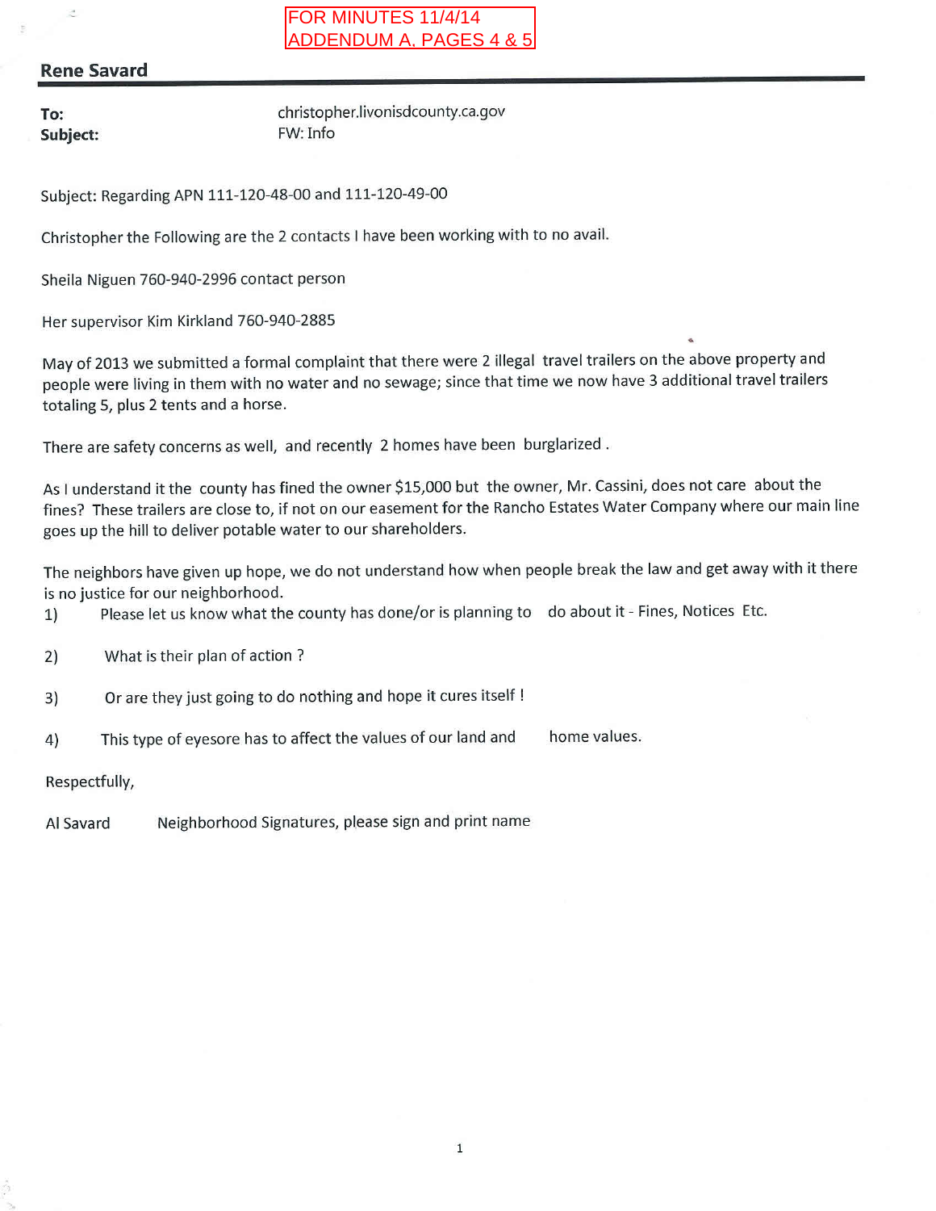FOR MINUTES 11/4/14
ADDENDUM A. PAGES 4 & 5

## Rene Savard

**To:** christopher.livonisdcounty.ca.gov
**Subject:** FW: Info

Subject: Regarding APN 111-120-48-00 and 111-120-49-00

Christopher the Following are the 2 contacts I have been working with to no avail.

Sheila Niguen 760-940-2996 contact person

Her supervisor Kim Kirkland 760-940-2885

May of 2013 we submitted a formal complaint that there were 2 illegal travel trailers on the above property and people were living in them with no water and no sewage; since that time we now have 3 additional travel trailers totaling 5, plus 2 tents and a horse.

There are safety concerns as well, and recently 2 homes have been burglarized .

As I understand it the county has fined the owner $15,000 but the owner, Mr. Cassini, does not care about the fines? These trailers are close to, if not on our easement for the Rancho Estates Water Company where our main line goes up the hill to deliver potable water to our shareholders.

The neighbors have given up hope, we do not understand how when people break the law and get away with it there is no justice for our neighborhood.

1) Please let us know what the county has done/or is planning to do about it - Fines, Notices Etc.

2) What is their plan of action ?

3) Or are they just going to do nothing and hope it cures itself !

4) This type of eyesore has to affect the values of our land and home values.

Respectfully,

Al Savard Neighborhood Signatures, please sign and print name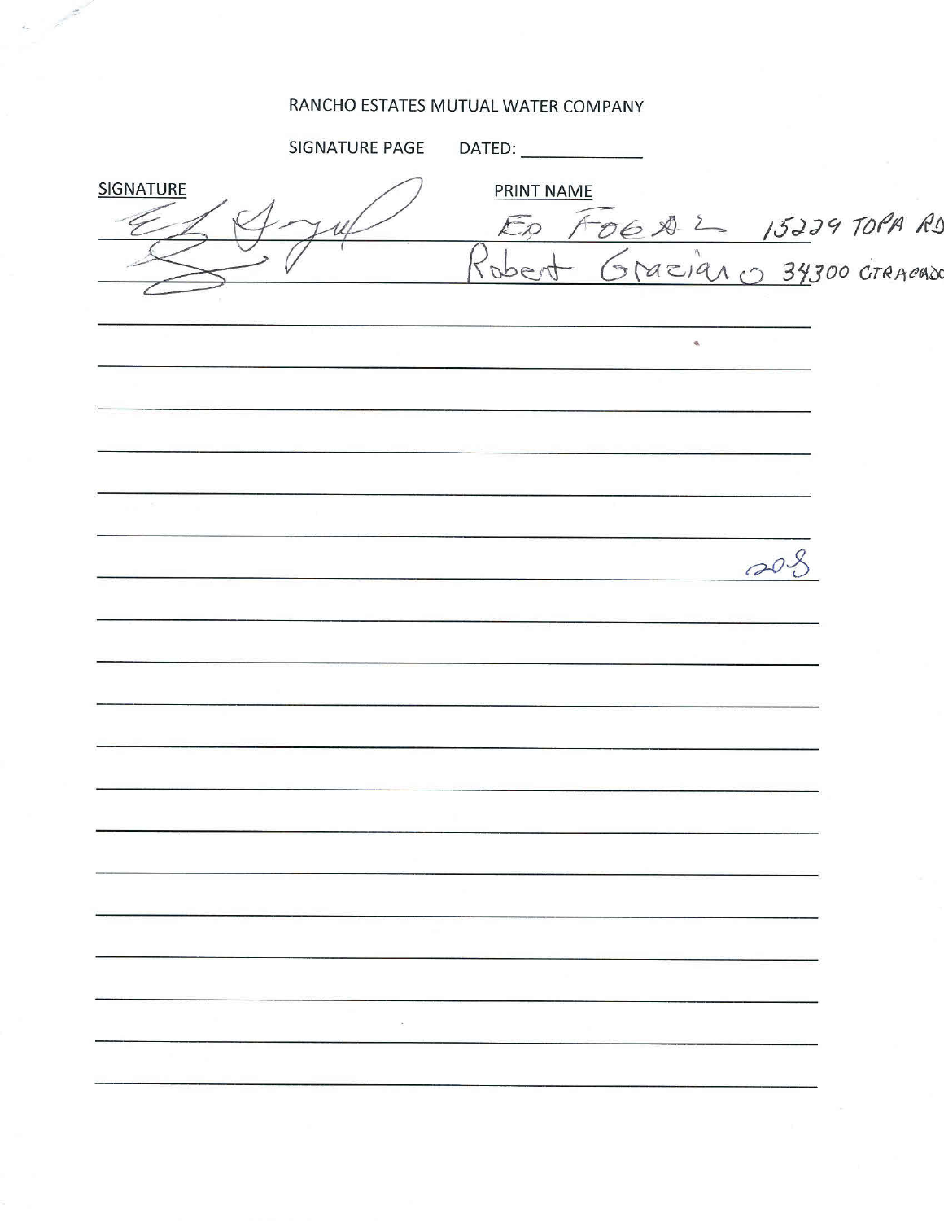RANCHO ESTATES MUTUAL WATER COMPANY

SIGNATURE PAGE DATED: ____________

| SIGNATURE | PRINT NAME |
| --- | --- |
| [signature] | ED FOGAL 15229 TOPA RD |
| [signature] | Robert Graziano 34300 CITRACADO |
| | |
| | |
| | |
| | |
| | |
| | |
| | 208 |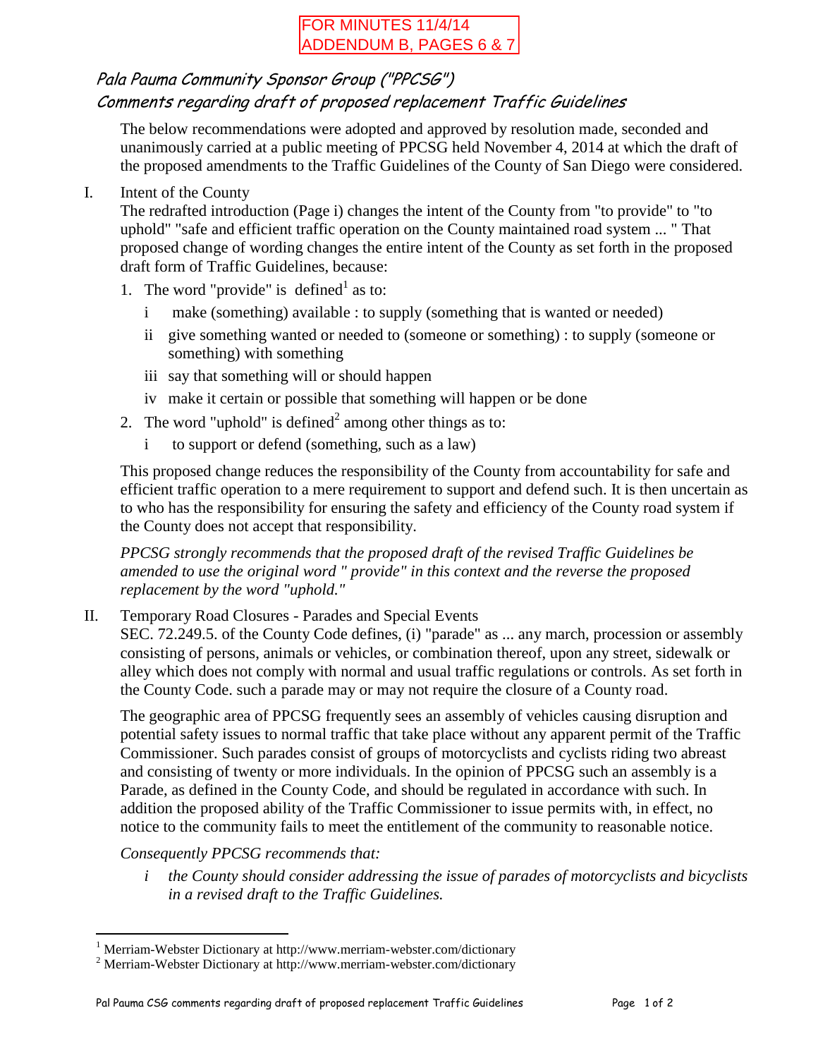FOR MINUTES 11/4/14
ADDENDUM B, PAGES 6 & 7

## *Pala Pauma Community Sponsor Group ("PPCSG")*
## *Comments regarding draft of proposed replacement Traffic Guidelines*

The below recommendations were adopted and approved by resolution made, seconded and unanimously carried at a public meeting of PPCSG held November 4, 2014 at which the draft of the proposed amendments to the Traffic Guidelines of the County of San Diego were considered.

I. Intent of the County

The redrafted introduction (Page i) changes the intent of the County from "to provide" to "to uphold" "safe and efficient traffic operation on the County maintained road system ... " That proposed change of wording changes the entire intent of the County as set forth in the proposed draft form of Traffic Guidelines, because:

1. The word "provide" is defined[1] as to:
   - i make (something) available : to supply (something that is wanted or needed)
   - ii give something wanted or needed to (someone or something) : to supply (someone or something) with something
   - iii say that something will or should happen
   - iv make it certain or possible that something will happen or be done
2. The word "uphold" is defined[2] among other things as to:
   - i to support or defend (something, such as a law)

This proposed change reduces the responsibility of the County from accountability for safe and efficient traffic operation to a mere requirement to support and defend such. It is then uncertain as to who has the responsibility for ensuring the safety and efficiency of the County road system if the County does not accept that responsibility.

*PPCSG strongly recommends that the proposed draft of the revised Traffic Guidelines be amended to use the original word " provide" in this context and the reverse the proposed replacement by the word "uphold."*

II. Temporary Road Closures - Parades and Special Events

SEC. 72.249.5. of the County Code defines, (i) "parade" as ... any march, procession or assembly consisting of persons, animals or vehicles, or combination thereof, upon any street, sidewalk or alley which does not comply with normal and usual traffic regulations or controls. As set forth in the County Code. such a parade may or may not require the closure of a County road.

The geographic area of PPCSG frequently sees an assembly of vehicles causing disruption and potential safety issues to normal traffic that take place without any apparent permit of the Traffic Commissioner. Such parades consist of groups of motorcyclists and cyclists riding two abreast and consisting of twenty or more individuals. In the opinion of PPCSG such an assembly is a Parade, as defined in the County Code, and should be regulated in accordance with such. In addition the proposed ability of the Traffic Commissioner to issue permits with, in effect, no notice to the community fails to meet the entitlement of the community to reasonable notice.

*Consequently PPCSG recommends that:*

- *i the County should consider addressing the issue of parades of motorcyclists and bicyclists in a revised draft to the Traffic Guidelines.*

---

[1] Merriam-Webster Dictionary at http://www.merriam-webster.com/dictionary
[2] Merriam-Webster Dictionary at http://www.merriam-webster.com/dictionary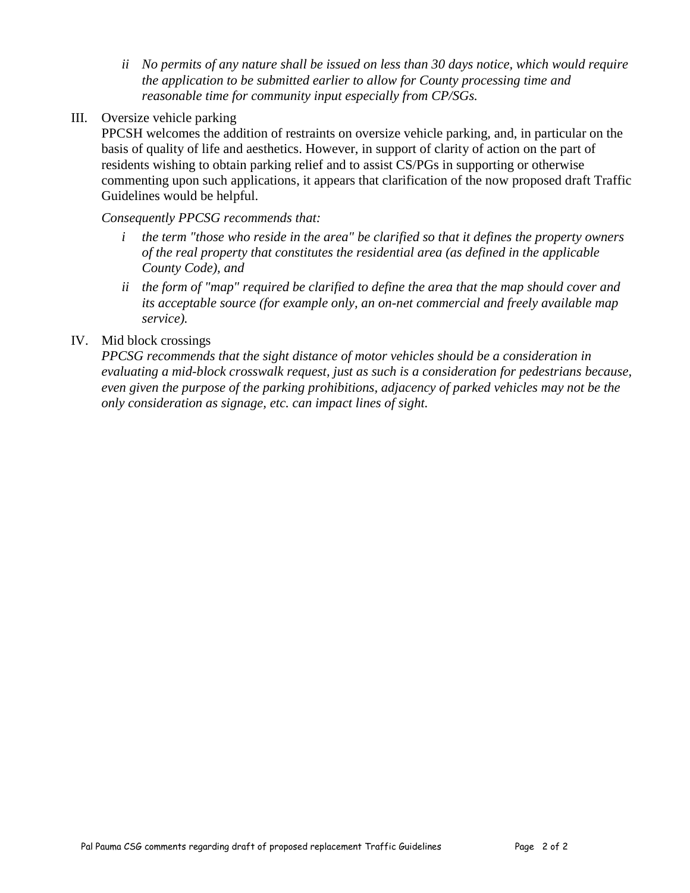*ii No permits of any nature shall be issued on less than 30 days notice, which would require the application to be submitted earlier to allow for County processing time and reasonable time for community input especially from CP/SGs.*

III. Oversize vehicle parking

PPCSH welcomes the addition of restraints on oversize vehicle parking, and, in particular on the basis of quality of life and aesthetics. However, in support of clarity of action on the part of residents wishing to obtain parking relief and to assist CS/PGs in supporting or otherwise commenting upon such applications, it appears that clarification of the now proposed draft Traffic Guidelines would be helpful.

*Consequently PPCSG recommends that:*

*i the term "those who reside in the area" be clarified so that it defines the property owners of the real property that constitutes the residential area (as defined in the applicable County Code), and*

*ii the form of "map" required be clarified to define the area that the map should cover and its acceptable source (for example only, an on-net commercial and freely available map service).*

IV. Mid block crossings

*PPCSG recommends that the sight distance of motor vehicles should be a consideration in evaluating a mid-block crosswalk request, just as such is a consideration for pedestrians because, even given the purpose of the parking prohibitions, adjacency of parked vehicles may not be the only consideration as signage, etc. can impact lines of sight.*